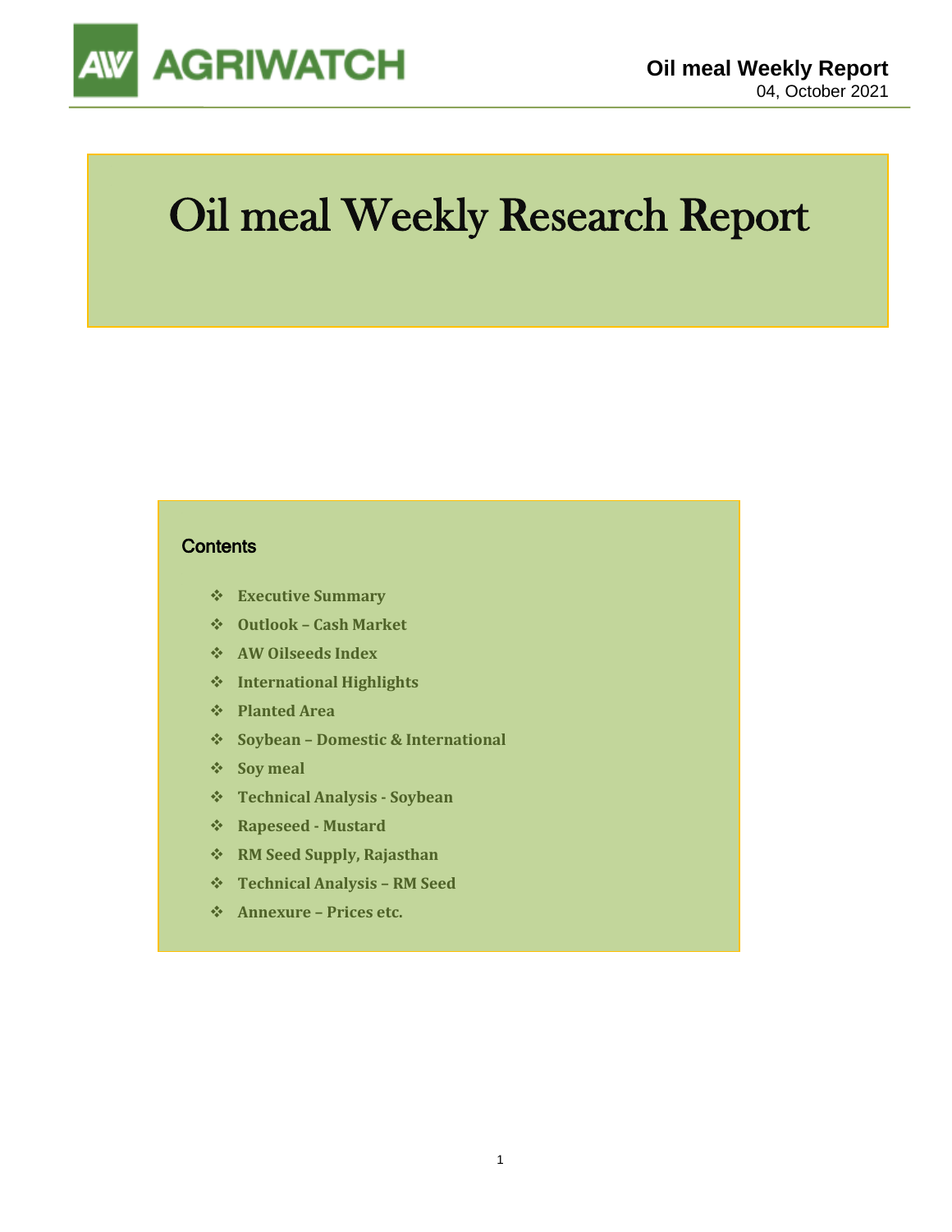AGRIWATCH

**Oil meal Weekly Report**
04, October 2021

# Oil meal Weekly Research Report

## Contents

- Executive Summary
- Outlook – Cash Market
- AW Oilseeds Index
- International Highlights
- Planted Area
- Soybean – Domestic & International
- Soy meal
- Technical Analysis - Soybean
- Rapeseed - Mustard
- RM Seed Supply, Rajasthan
- Technical Analysis – RM Seed
- Annexure – Prices etc.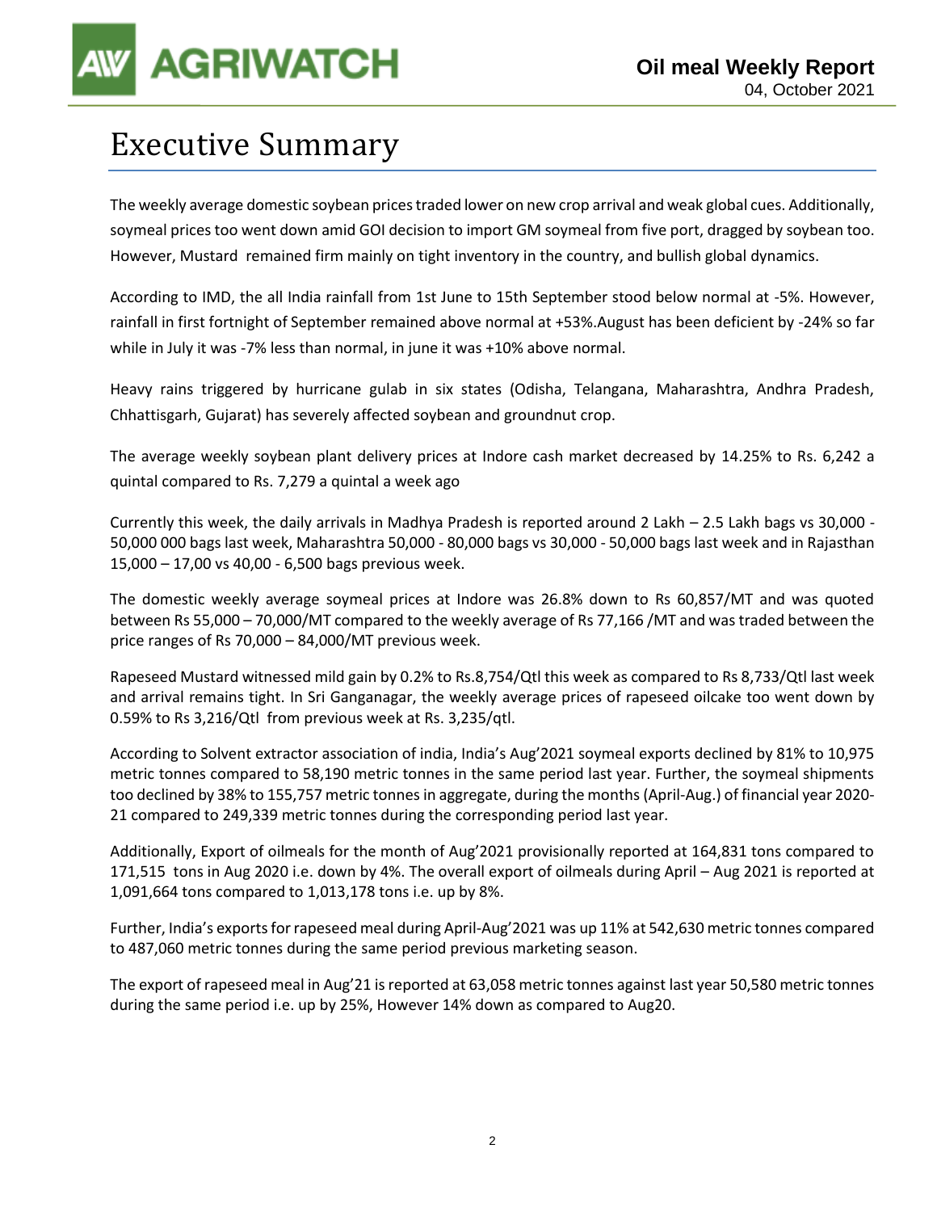# Executive Summary

The weekly average domestic soybean prices traded lower on new crop arrival and weak global cues. Additionally, soymeal prices too went down amid GOI decision to import GM soymeal from five port, dragged by soybean too. However, Mustard remained firm mainly on tight inventory in the country, and bullish global dynamics.

According to IMD, the all India rainfall from 1st June to 15th September stood below normal at -5%. However, rainfall in first fortnight of September remained above normal at +53%.August has been deficient by -24% so far while in July it was -7% less than normal, in june it was +10% above normal.

Heavy rains triggered by hurricane gulab in six states (Odisha, Telangana, Maharashtra, Andhra Pradesh, Chhattisgarh, Gujarat) has severely affected soybean and groundnut crop.

The average weekly soybean plant delivery prices at Indore cash market decreased by 14.25% to Rs. 6,242 a quintal compared to Rs. 7,279 a quintal a week ago

Currently this week, the daily arrivals in Madhya Pradesh is reported around 2 Lakh – 2.5 Lakh bags vs 30,000 - 50,000 000 bags last week, Maharashtra 50,000 - 80,000 bags vs 30,000 - 50,000 bags last week and in Rajasthan 15,000 – 17,00 vs 40,00 - 6,500 bags previous week.

The domestic weekly average soymeal prices at Indore was 26.8% down to Rs 60,857/MT and was quoted between Rs 55,000 – 70,000/MT compared to the weekly average of Rs 77,166 /MT and was traded between the price ranges of Rs 70,000 – 84,000/MT previous week.

Rapeseed Mustard witnessed mild gain by 0.2% to Rs.8,754/Qtl this week as compared to Rs 8,733/Qtl last week and arrival remains tight. In Sri Ganganagar, the weekly average prices of rapeseed oilcake too went down by 0.59% to Rs 3,216/Qtl from previous week at Rs. 3,235/qtl.

According to Solvent extractor association of india, India's Aug'2021 soymeal exports declined by 81% to 10,975 metric tonnes compared to 58,190 metric tonnes in the same period last year. Further, the soymeal shipments too declined by 38% to 155,757 metric tonnes in aggregate, during the months (April-Aug.) of financial year 2020-21 compared to 249,339 metric tonnes during the corresponding period last year.

Additionally, Export of oilmeals for the month of Aug'2021 provisionally reported at 164,831 tons compared to 171,515 tons in Aug 2020 i.e. down by 4%. The overall export of oilmeals during April – Aug 2021 is reported at 1,091,664 tons compared to 1,013,178 tons i.e. up by 8%.

Further, India's exports for rapeseed meal during April-Aug'2021 was up 11% at 542,630 metric tonnes compared to 487,060 metric tonnes during the same period previous marketing season.

The export of rapeseed meal in Aug'21 is reported at 63,058 metric tonnes against last year 50,580 metric tonnes during the same period i.e. up by 25%, However 14% down as compared to Aug20.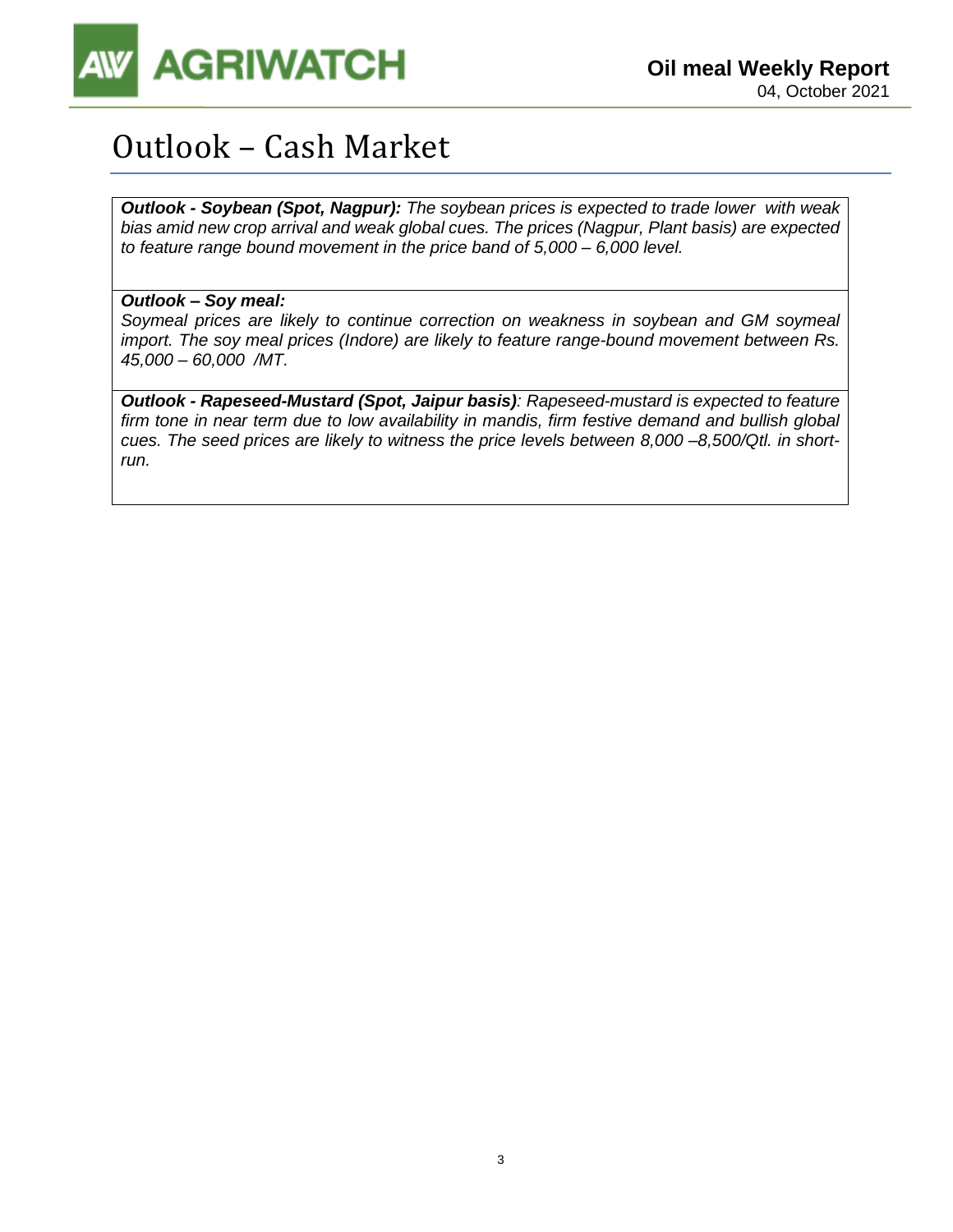# Outlook – Cash Market

***Outlook - Soybean (Spot, Nagpur):*** *The soybean prices is expected to trade lower with weak bias amid new crop arrival and weak global cues. The prices (Nagpur, Plant basis) are expected to feature range bound movement in the price band of 5,000 – 6,000 level.*

***Outlook – Soy meal:***
*Soymeal prices are likely to continue correction on weakness in soybean and GM soymeal import. The soy meal prices (Indore) are likely to feature range-bound movement between Rs. 45,000 – 60,000 /MT.*

***Outlook - Rapeseed-Mustard (Spot, Jaipur basis)****: Rapeseed-mustard is expected to feature firm tone in near term due to low availability in mandis, firm festive demand and bullish global cues. The seed prices are likely to witness the price levels between 8,000 –8,500/Qtl. in short-run.*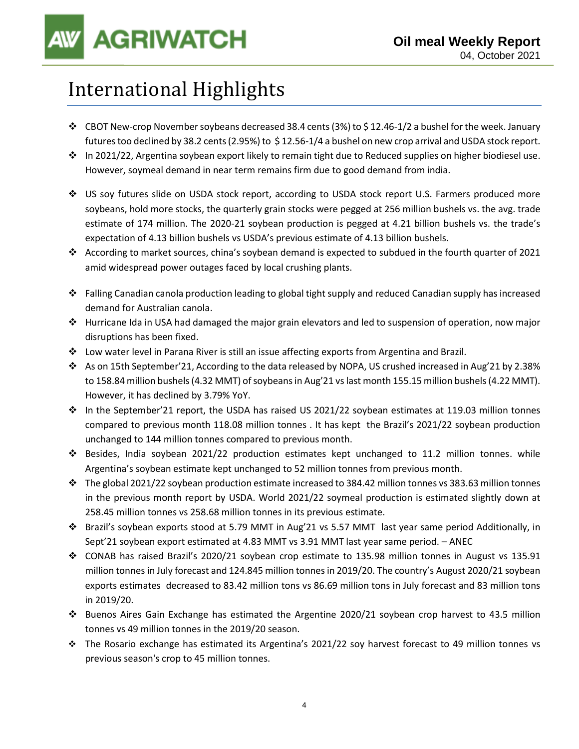# International Highlights

- CBOT New-crop November soybeans decreased 38.4 cents (3%) to $ 12.46-1/2 a bushel for the week. January futures too declined by 38.2 cents (2.95%) to $ 12.56-1/4 a bushel on new crop arrival and USDA stock report.
- In 2021/22, Argentina soybean export likely to remain tight due to Reduced supplies on higher biodiesel use. However, soymeal demand in near term remains firm due to good demand from india.
- US soy futures slide on USDA stock report, according to USDA stock report U.S. Farmers produced more soybeans, hold more stocks, the quarterly grain stocks were pegged at 256 million bushels vs. the avg. trade estimate of 174 million. The 2020-21 soybean production is pegged at 4.21 billion bushels vs. the trade's expectation of 4.13 billion bushels vs USDA's previous estimate of 4.13 billion bushels.
- According to market sources, china's soybean demand is expected to subdued in the fourth quarter of 2021 amid widespread power outages faced by local crushing plants.
- Falling Canadian canola production leading to global tight supply and reduced Canadian supply has increased demand for Australian canola.
- Hurricane Ida in USA had damaged the major grain elevators and led to suspension of operation, now major disruptions has been fixed.
- Low water level in Parana River is still an issue affecting exports from Argentina and Brazil.
- As on 15th September'21, According to the data released by NOPA, US crushed increased in Aug'21 by 2.38% to 158.84 million bushels (4.32 MMT) of soybeans in Aug'21 vs last month 155.15 million bushels (4.22 MMT). However, it has declined by 3.79% YoY.
- In the September'21 report, the USDA has raised US 2021/22 soybean estimates at 119.03 million tonnes compared to previous month 118.08 million tonnes . It has kept the Brazil's 2021/22 soybean production unchanged to 144 million tonnes compared to previous month.
- Besides, India soybean 2021/22 production estimates kept unchanged to 11.2 million tonnes. while Argentina's soybean estimate kept unchanged to 52 million tonnes from previous month.
- The global 2021/22 soybean production estimate increased to 384.42 million tonnes vs 383.63 million tonnes in the previous month report by USDA. World 2021/22 soymeal production is estimated slightly down at 258.45 million tonnes vs 258.68 million tonnes in its previous estimate.
- Brazil's soybean exports stood at 5.79 MMT in Aug'21 vs 5.57 MMT last year same period Additionally, in Sept'21 soybean export estimated at 4.83 MMT vs 3.91 MMT last year same period. – ANEC
- CONAB has raised Brazil's 2020/21 soybean crop estimate to 135.98 million tonnes in August vs 135.91 million tonnes in July forecast and 124.845 million tonnes in 2019/20. The country's August 2020/21 soybean exports estimates decreased to 83.42 million tons vs 86.69 million tons in July forecast and 83 million tons in 2019/20.
- Buenos Aires Gain Exchange has estimated the Argentine 2020/21 soybean crop harvest to 43.5 million tonnes vs 49 million tonnes in the 2019/20 season.
- The Rosario exchange has estimated its Argentina's 2021/22 soy harvest forecast to 49 million tonnes vs previous season's crop to 45 million tonnes.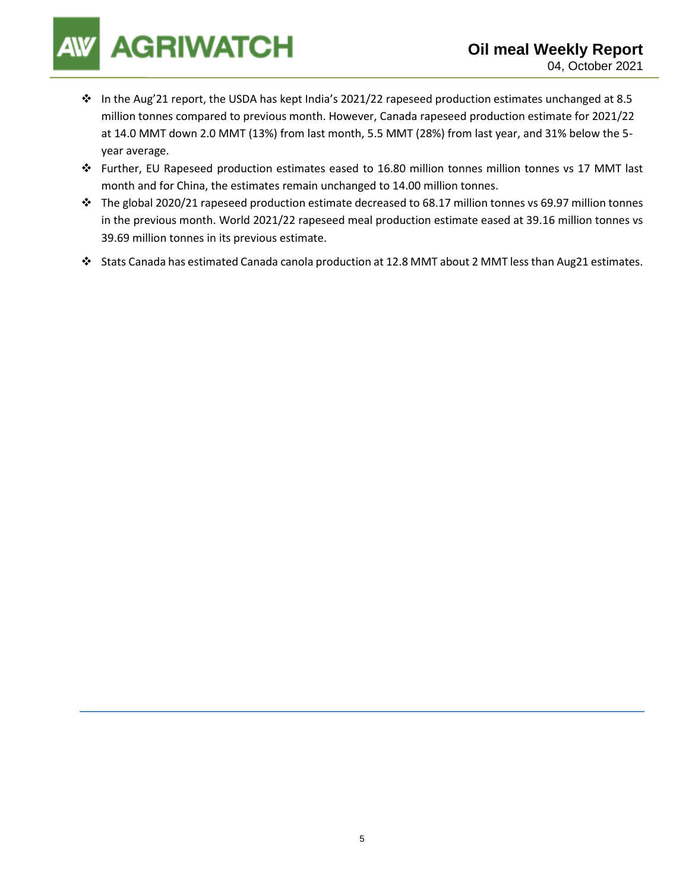- In the Aug'21 report, the USDA has kept India's 2021/22 rapeseed production estimates unchanged at 8.5 million tonnes compared to previous month. However, Canada rapeseed production estimate for 2021/22 at 14.0 MMT down 2.0 MMT (13%) from last month, 5.5 MMT (28%) from last year, and 31% below the 5-year average.
- Further, EU Rapeseed production estimates eased to 16.80 million tonnes million tonnes vs 17 MMT last month and for China, the estimates remain unchanged to 14.00 million tonnes.
- The global 2020/21 rapeseed production estimate decreased to 68.17 million tonnes vs 69.97 million tonnes in the previous month. World 2021/22 rapeseed meal production estimate eased at 39.16 million tonnes vs 39.69 million tonnes in its previous estimate.
- Stats Canada has estimated Canada canola production at 12.8 MMT about 2 MMT less than Aug21 estimates.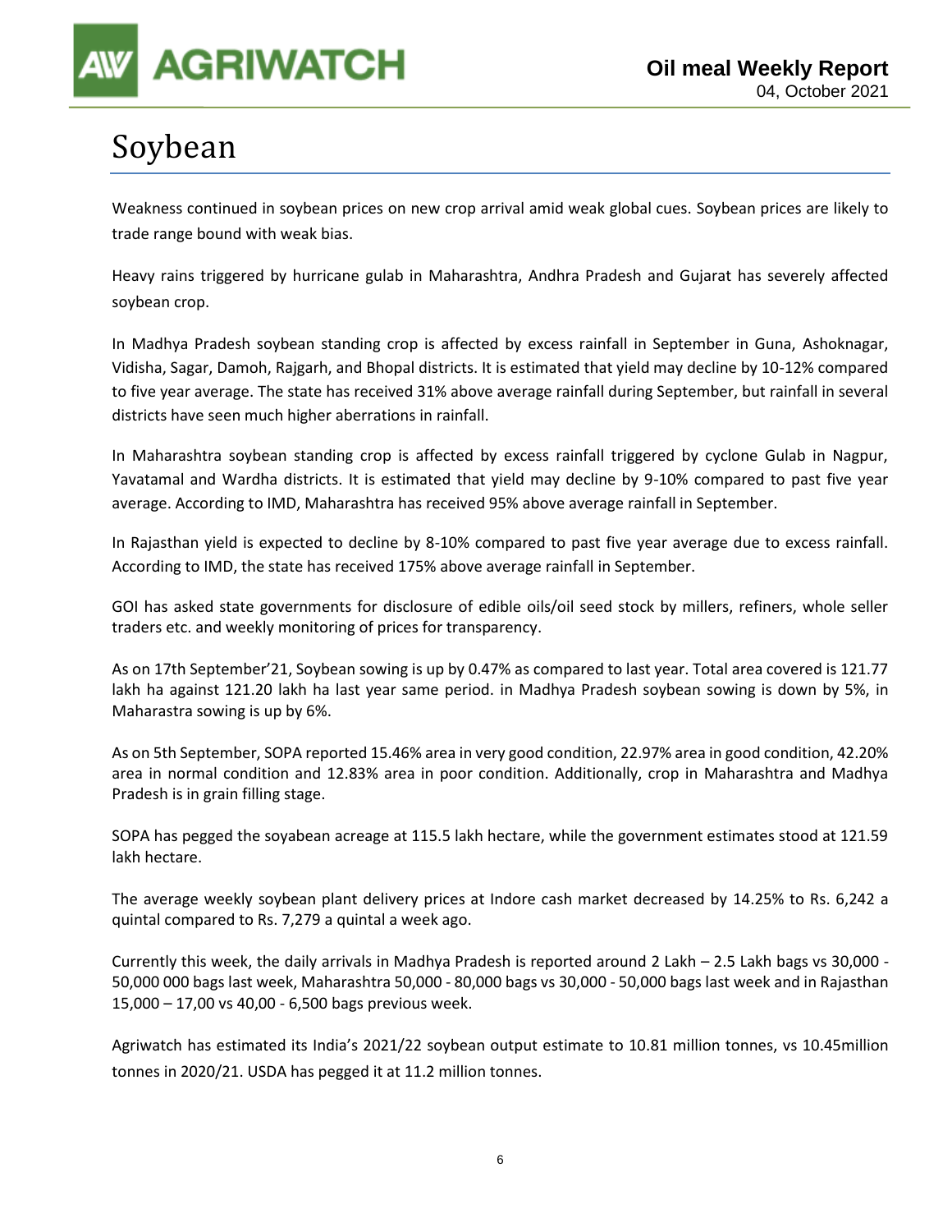# Soybean

Weakness continued in soybean prices on new crop arrival amid weak global cues. Soybean prices are likely to trade range bound with weak bias.

Heavy rains triggered by hurricane gulab in Maharashtra, Andhra Pradesh and Gujarat has severely affected soybean crop.

In Madhya Pradesh soybean standing crop is affected by excess rainfall in September in Guna, Ashoknagar, Vidisha, Sagar, Damoh, Rajgarh, and Bhopal districts. It is estimated that yield may decline by 10-12% compared to five year average. The state has received 31% above average rainfall during September, but rainfall in several districts have seen much higher aberrations in rainfall.

In Maharashtra soybean standing crop is affected by excess rainfall triggered by cyclone Gulab in Nagpur, Yavatamal and Wardha districts. It is estimated that yield may decline by 9-10% compared to past five year average. According to IMD, Maharashtra has received 95% above average rainfall in September.

In Rajasthan yield is expected to decline by 8-10% compared to past five year average due to excess rainfall. According to IMD, the state has received 175% above average rainfall in September.

GOI has asked state governments for disclosure of edible oils/oil seed stock by millers, refiners, whole seller traders etc. and weekly monitoring of prices for transparency.

As on 17th September'21, Soybean sowing is up by 0.47% as compared to last year. Total area covered is 121.77 lakh ha against 121.20 lakh ha last year same period. in Madhya Pradesh soybean sowing is down by 5%, in Maharastra sowing is up by 6%.

As on 5th September, SOPA reported 15.46% area in very good condition, 22.97% area in good condition, 42.20% area in normal condition and 12.83% area in poor condition. Additionally, crop in Maharashtra and Madhya Pradesh is in grain filling stage.

SOPA has pegged the soyabean acreage at 115.5 lakh hectare, while the government estimates stood at 121.59 lakh hectare.

The average weekly soybean plant delivery prices at Indore cash market decreased by 14.25% to Rs. 6,242 a quintal compared to Rs. 7,279 a quintal a week ago.

Currently this week, the daily arrivals in Madhya Pradesh is reported around 2 Lakh – 2.5 Lakh bags vs 30,000 - 50,000 000 bags last week, Maharashtra 50,000 - 80,000 bags vs 30,000 - 50,000 bags last week and in Rajasthan 15,000 – 17,00 vs 40,00 - 6,500 bags previous week.

Agriwatch has estimated its India's 2021/22 soybean output estimate to 10.81 million tonnes, vs 10.45million tonnes in 2020/21. USDA has pegged it at 11.2 million tonnes.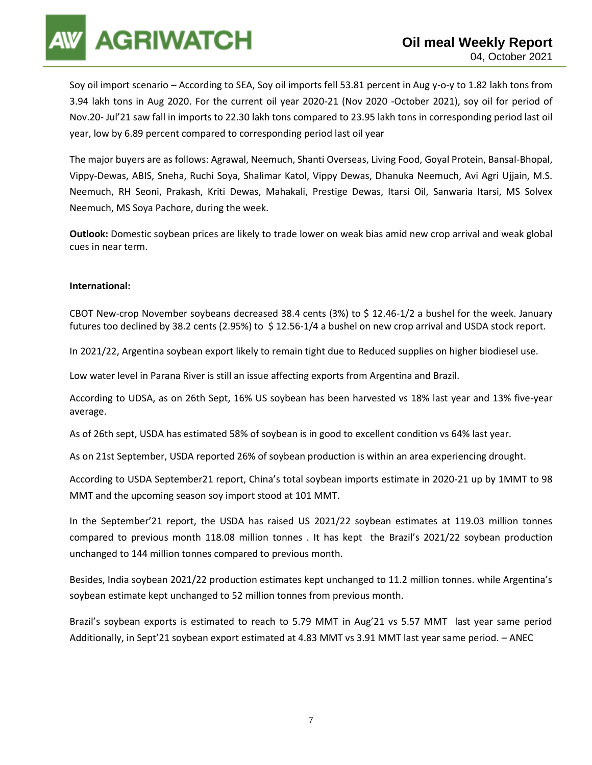Soy oil import scenario – According to SEA, Soy oil imports fell 53.81 percent in Aug y-o-y to 1.82 lakh tons from 3.94 lakh tons in Aug 2020. For the current oil year 2020-21 (Nov 2020 -October 2021), soy oil for period of Nov.20- Jul'21 saw fall in imports to 22.30 lakh tons compared to 23.95 lakh tons in corresponding period last oil year, low by 6.89 percent compared to corresponding period last oil year

The major buyers are as follows: Agrawal, Neemuch, Shanti Overseas, Living Food, Goyal Protein, Bansal-Bhopal, Vippy-Dewas, ABIS, Sneha, Ruchi Soya, Shalimar Katol, Vippy Dewas, Dhanuka Neemuch, Avi Agri Ujjain, M.S. Neemuch, RH Seoni, Prakash, Kriti Dewas, Mahakali, Prestige Dewas, Itarsi Oil, Sanwaria Itarsi, MS Solvex Neemuch, MS Soya Pachore, during the week.

**Outlook:** Domestic soybean prices are likely to trade lower on weak bias amid new crop arrival and weak global cues in near term.

**International:**

CBOT New-crop November soybeans decreased 38.4 cents (3%) to $ 12.46-1/2 a bushel for the week. January futures too declined by 38.2 cents (2.95%) to $ 12.56-1/4 a bushel on new crop arrival and USDA stock report.

In 2021/22, Argentina soybean export likely to remain tight due to Reduced supplies on higher biodiesel use.

Low water level in Parana River is still an issue affecting exports from Argentina and Brazil.

According to UDSA, as on 26th Sept, 16% US soybean has been harvested vs 18% last year and 13% five-year average.

As of 26th sept, USDA has estimated 58% of soybean is in good to excellent condition vs 64% last year.

As on 21st September, USDA reported 26% of soybean production is within an area experiencing drought.

According to USDA September21 report, China's total soybean imports estimate in 2020-21 up by 1MMT to 98 MMT and the upcoming season soy import stood at 101 MMT.

In the September'21 report, the USDA has raised US 2021/22 soybean estimates at 119.03 million tonnes compared to previous month 118.08 million tonnes . It has kept the Brazil's 2021/22 soybean production unchanged to 144 million tonnes compared to previous month.

Besides, India soybean 2021/22 production estimates kept unchanged to 11.2 million tonnes. while Argentina's soybean estimate kept unchanged to 52 million tonnes from previous month.

Brazil's soybean exports is estimated to reach to 5.79 MMT in Aug'21 vs 5.57 MMT last year same period Additionally, in Sept'21 soybean export estimated at 4.83 MMT vs 3.91 MMT last year same period. – ANEC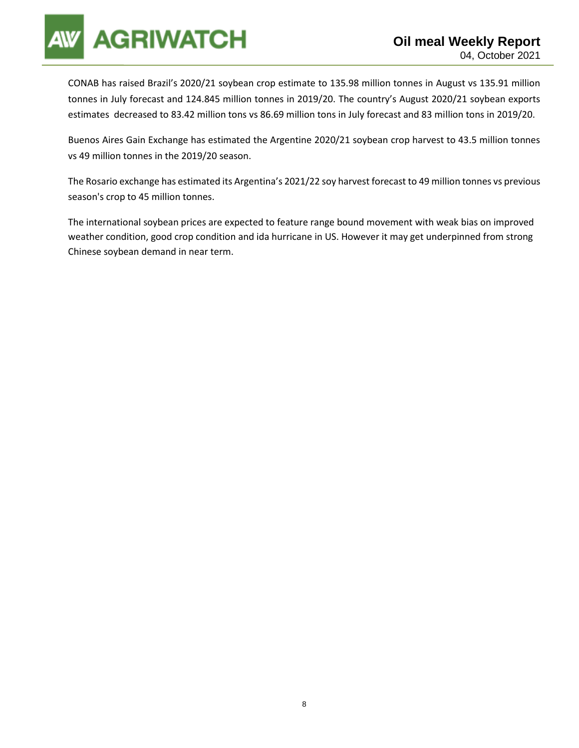CONAB has raised Brazil's 2020/21 soybean crop estimate to 135.98 million tonnes in August vs 135.91 million tonnes in July forecast and 124.845 million tonnes in 2019/20. The country's August 2020/21 soybean exports estimates decreased to 83.42 million tons vs 86.69 million tons in July forecast and 83 million tons in 2019/20.

Buenos Aires Gain Exchange has estimated the Argentine 2020/21 soybean crop harvest to 43.5 million tonnes vs 49 million tonnes in the 2019/20 season.

The Rosario exchange has estimated its Argentina's 2021/22 soy harvest forecast to 49 million tonnes vs previous season's crop to 45 million tonnes.

The international soybean prices are expected to feature range bound movement with weak bias on improved weather condition, good crop condition and ida hurricane in US. However it may get underpinned from strong Chinese soybean demand in near term.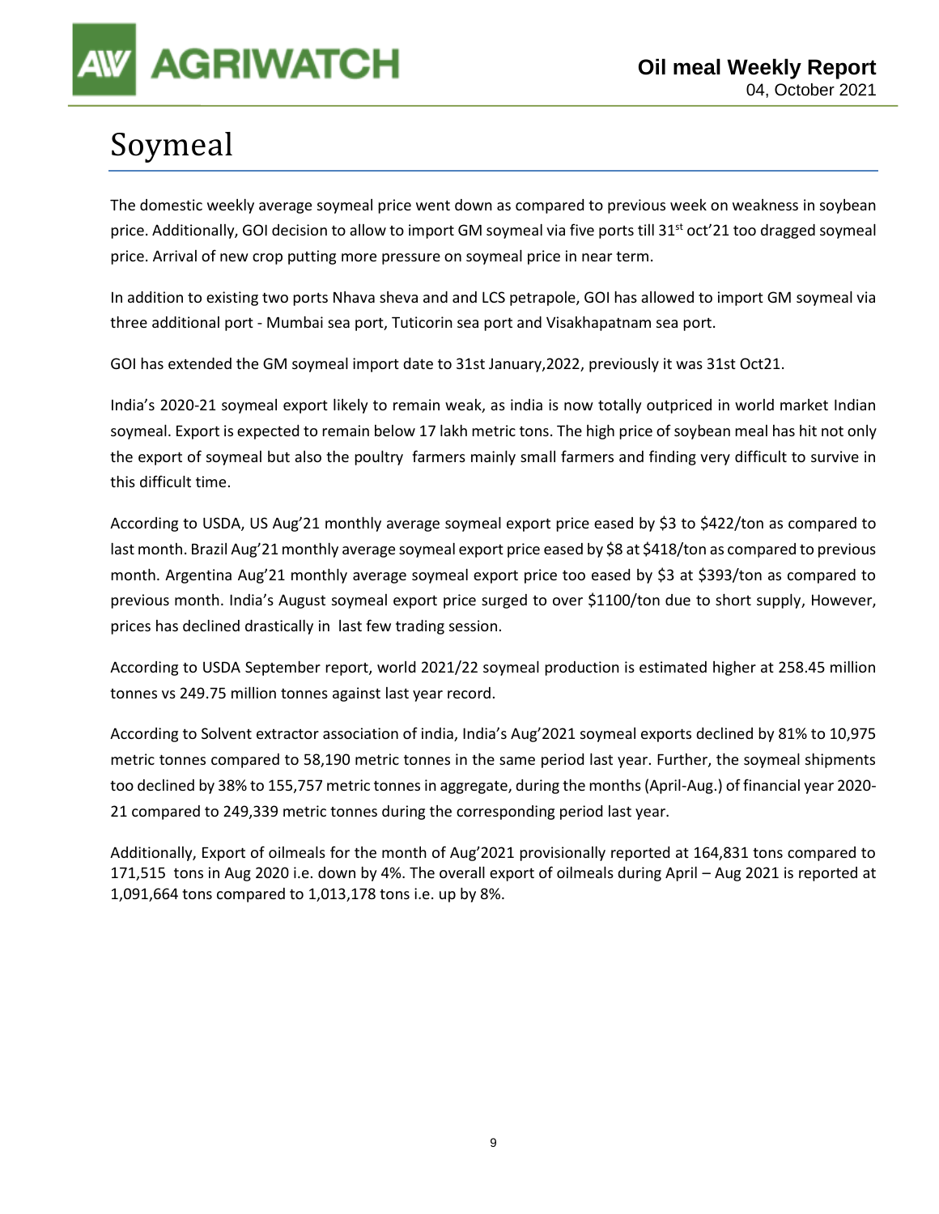# Soymeal

The domestic weekly average soymeal price went down as compared to previous week on weakness in soybean price. Additionally, GOI decision to allow to import GM soymeal via five ports till 31st oct'21 too dragged soymeal price. Arrival of new crop putting more pressure on soymeal price in near term.

In addition to existing two ports Nhava sheva and and LCS petrapole, GOI has allowed to import GM soymeal via three additional port - Mumbai sea port, Tuticorin sea port and Visakhapatnam sea port.

GOI has extended the GM soymeal import date to 31st January,2022, previously it was 31st Oct21.

India's 2020-21 soymeal export likely to remain weak, as india is now totally outpriced in world market Indian soymeal. Export is expected to remain below 17 lakh metric tons. The high price of soybean meal has hit not only the export of soymeal but also the poultry farmers mainly small farmers and finding very difficult to survive in this difficult time.

According to USDA, US Aug'21 monthly average soymeal export price eased by $3 to $422/ton as compared to last month. Brazil Aug'21 monthly average soymeal export price eased by $8 at $418/ton as compared to previous month. Argentina Aug'21 monthly average soymeal export price too eased by $3 at $393/ton as compared to previous month. India's August soymeal export price surged to over $1100/ton due to short supply, However, prices has declined drastically in last few trading session.

According to USDA September report, world 2021/22 soymeal production is estimated higher at 258.45 million tonnes vs 249.75 million tonnes against last year record.

According to Solvent extractor association of india, India's Aug'2021 soymeal exports declined by 81% to 10,975 metric tonnes compared to 58,190 metric tonnes in the same period last year. Further, the soymeal shipments too declined by 38% to 155,757 metric tonnes in aggregate, during the months (April-Aug.) of financial year 2020-21 compared to 249,339 metric tonnes during the corresponding period last year.

Additionally, Export of oilmeals for the month of Aug'2021 provisionally reported at 164,831 tons compared to 171,515 tons in Aug 2020 i.e. down by 4%. The overall export of oilmeals during April – Aug 2021 is reported at 1,091,664 tons compared to 1,013,178 tons i.e. up by 8%.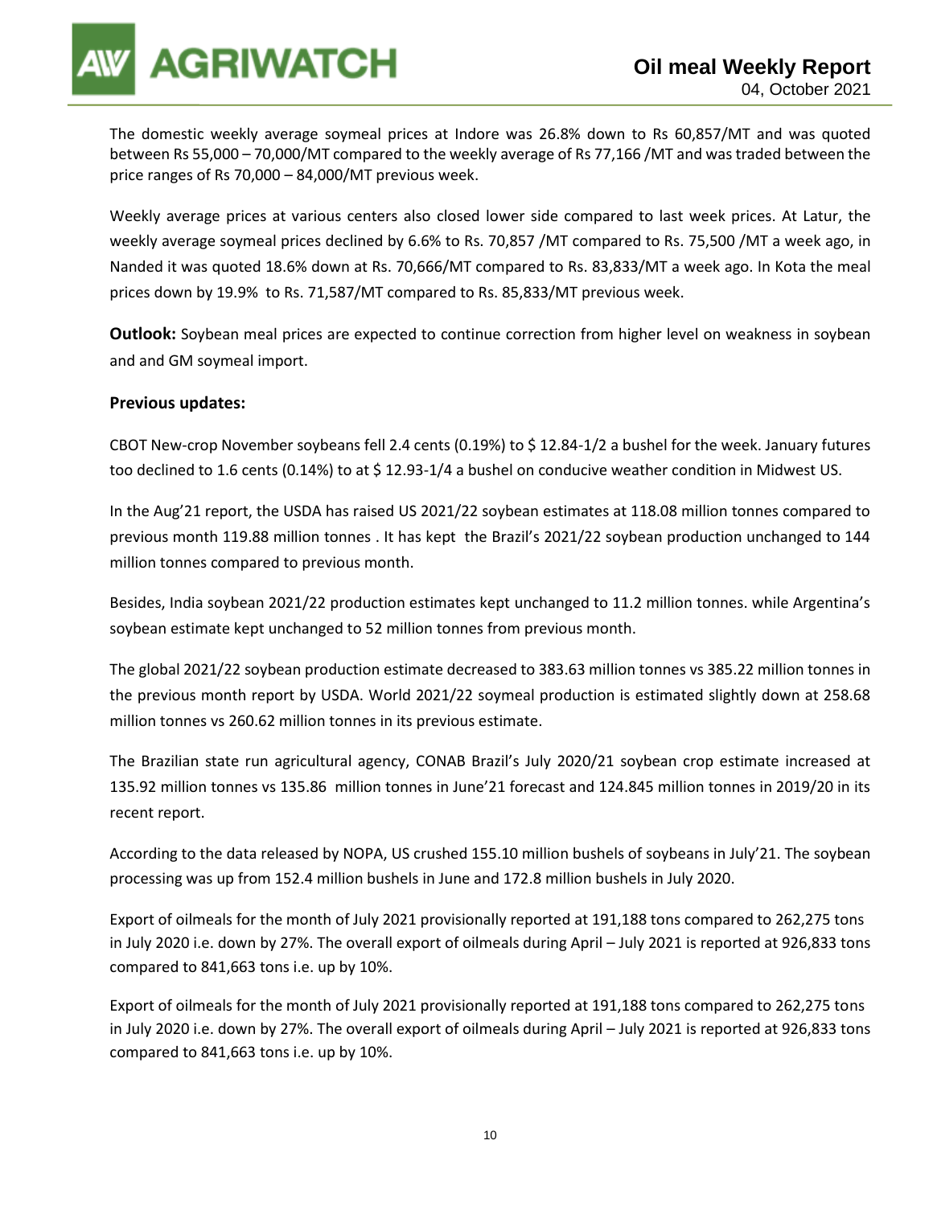The domestic weekly average soymeal prices at Indore was 26.8% down to Rs 60,857/MT and was quoted between Rs 55,000 – 70,000/MT compared to the weekly average of Rs 77,166 /MT and was traded between the price ranges of Rs 70,000 – 84,000/MT previous week.

Weekly average prices at various centers also closed lower side compared to last week prices. At Latur, the weekly average soymeal prices declined by 6.6% to Rs. 70,857 /MT compared to Rs. 75,500 /MT a week ago, in Nanded it was quoted 18.6% down at Rs. 70,666/MT compared to Rs. 83,833/MT a week ago. In Kota the meal prices down by 19.9% to Rs. 71,587/MT compared to Rs. 85,833/MT previous week.

**Outlook:** Soybean meal prices are expected to continue correction from higher level on weakness in soybean and and GM soymeal import.

**Previous updates:**

CBOT New-crop November soybeans fell 2.4 cents (0.19%) to $ 12.84-1/2 a bushel for the week. January futures too declined to 1.6 cents (0.14%) to at $ 12.93-1/4 a bushel on conducive weather condition in Midwest US.

In the Aug'21 report, the USDA has raised US 2021/22 soybean estimates at 118.08 million tonnes compared to previous month 119.88 million tonnes . It has kept the Brazil's 2021/22 soybean production unchanged to 144 million tonnes compared to previous month.

Besides, India soybean 2021/22 production estimates kept unchanged to 11.2 million tonnes. while Argentina's soybean estimate kept unchanged to 52 million tonnes from previous month.

The global 2021/22 soybean production estimate decreased to 383.63 million tonnes vs 385.22 million tonnes in the previous month report by USDA. World 2021/22 soymeal production is estimated slightly down at 258.68 million tonnes vs 260.62 million tonnes in its previous estimate.

The Brazilian state run agricultural agency, CONAB Brazil's July 2020/21 soybean crop estimate increased at 135.92 million tonnes vs 135.86 million tonnes in June'21 forecast and 124.845 million tonnes in 2019/20 in its recent report.

According to the data released by NOPA, US crushed 155.10 million bushels of soybeans in July'21. The soybean processing was up from 152.4 million bushels in June and 172.8 million bushels in July 2020.

Export of oilmeals for the month of July 2021 provisionally reported at 191,188 tons compared to 262,275 tons in July 2020 i.e. down by 27%. The overall export of oilmeals during April – July 2021 is reported at 926,833 tons compared to 841,663 tons i.e. up by 10%.

Export of oilmeals for the month of July 2021 provisionally reported at 191,188 tons compared to 262,275 tons in July 2020 i.e. down by 27%. The overall export of oilmeals during April – July 2021 is reported at 926,833 tons compared to 841,663 tons i.e. up by 10%.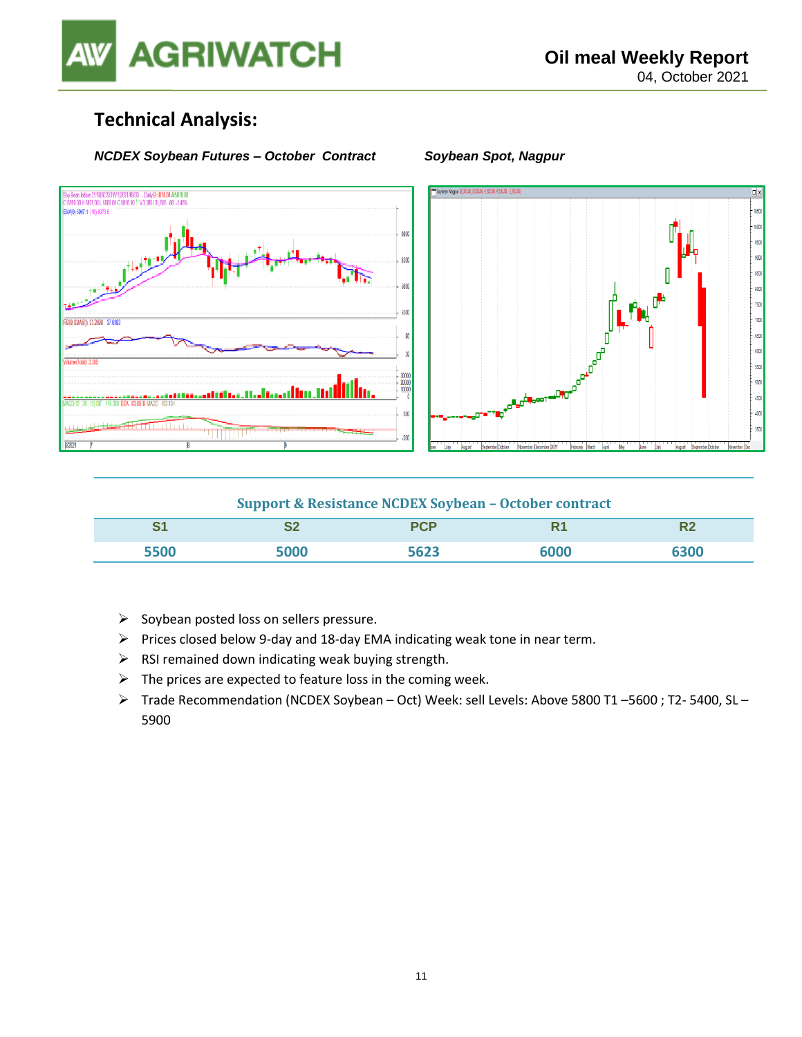## Technical Analysis:

*NCDEX Soybean Futures – October Contract*

*Soybean Spot, Nagpur*

**Support & Resistance NCDEX Soybean – October contract**

| S1 | S2 | PCP | R1 | R2 |
|---|---|---|---|---|
| 5500 | 5000 | 5623 | 6000 | 6300 |

- Soybean posted loss on sellers pressure.
- Prices closed below 9-day and 18-day EMA indicating weak tone in near term.
- RSI remained down indicating weak buying strength.
- The prices are expected to feature loss in the coming week.
- Trade Recommendation (NCDEX Soybean – Oct) Week: sell Levels: Above 5800 T1 –5600 ; T2- 5400, SL – 5900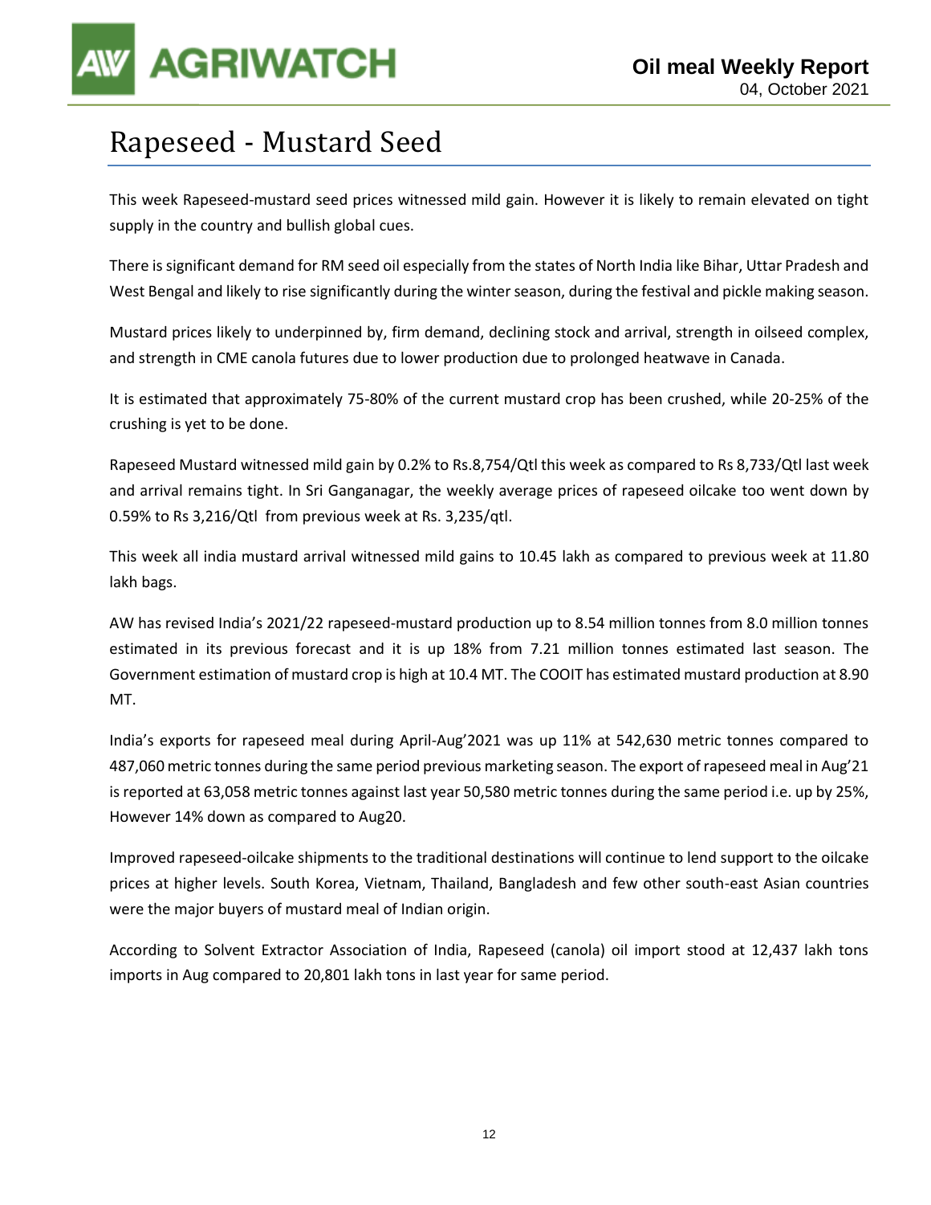# Rapeseed - Mustard Seed

This week Rapeseed-mustard seed prices witnessed mild gain. However it is likely to remain elevated on tight supply in the country and bullish global cues.

There is significant demand for RM seed oil especially from the states of North India like Bihar, Uttar Pradesh and West Bengal and likely to rise significantly during the winter season, during the festival and pickle making season.

Mustard prices likely to underpinned by, firm demand, declining stock and arrival, strength in oilseed complex, and strength in CME canola futures due to lower production due to prolonged heatwave in Canada.

It is estimated that approximately 75-80% of the current mustard crop has been crushed, while 20-25% of the crushing is yet to be done.

Rapeseed Mustard witnessed mild gain by 0.2% to Rs.8,754/Qtl this week as compared to Rs 8,733/Qtl last week and arrival remains tight. In Sri Ganganagar, the weekly average prices of rapeseed oilcake too went down by 0.59% to Rs 3,216/Qtl from previous week at Rs. 3,235/qtl.

This week all india mustard arrival witnessed mild gains to 10.45 lakh as compared to previous week at 11.80 lakh bags.

AW has revised India's 2021/22 rapeseed-mustard production up to 8.54 million tonnes from 8.0 million tonnes estimated in its previous forecast and it is up 18% from 7.21 million tonnes estimated last season. The Government estimation of mustard crop is high at 10.4 MT. The COOIT has estimated mustard production at 8.90 MT.

India's exports for rapeseed meal during April-Aug'2021 was up 11% at 542,630 metric tonnes compared to 487,060 metric tonnes during the same period previous marketing season. The export of rapeseed meal in Aug'21 is reported at 63,058 metric tonnes against last year 50,580 metric tonnes during the same period i.e. up by 25%, However 14% down as compared to Aug20.

Improved rapeseed-oilcake shipments to the traditional destinations will continue to lend support to the oilcake prices at higher levels. South Korea, Vietnam, Thailand, Bangladesh and few other south-east Asian countries were the major buyers of mustard meal of Indian origin.

According to Solvent Extractor Association of India, Rapeseed (canola) oil import stood at 12,437 lakh tons imports in Aug compared to 20,801 lakh tons in last year for same period.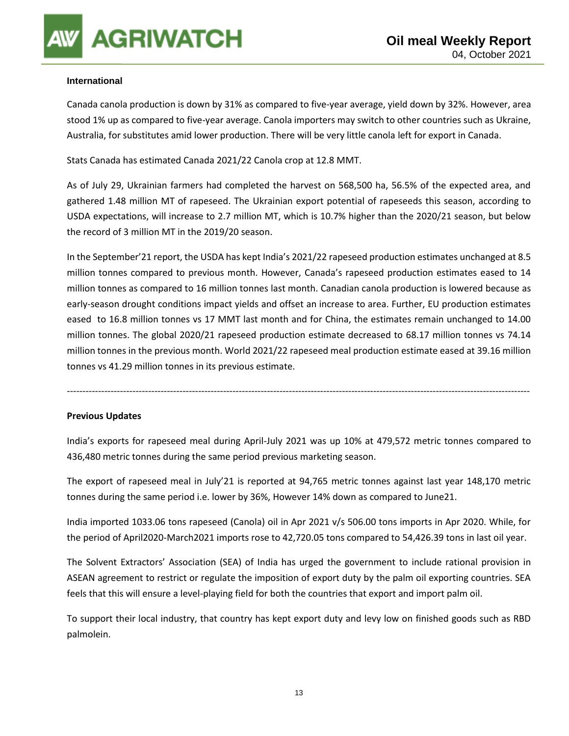**International**

Canada canola production is down by 31% as compared to five-year average, yield down by 32%. However, area stood 1% up as compared to five-year average. Canola importers may switch to other countries such as Ukraine, Australia, for substitutes amid lower production. There will be very little canola left for export in Canada.

Stats Canada has estimated Canada 2021/22 Canola crop at 12.8 MMT.

As of July 29, Ukrainian farmers had completed the harvest on 568,500 ha, 56.5% of the expected area, and gathered 1.48 million MT of rapeseed. The Ukrainian export potential of rapeseeds this season, according to USDA expectations, will increase to 2.7 million MT, which is 10.7% higher than the 2020/21 season, but below the record of 3 million MT in the 2019/20 season.

In the September'21 report, the USDA has kept India's 2021/22 rapeseed production estimates unchanged at 8.5 million tonnes compared to previous month. However, Canada's rapeseed production estimates eased to 14 million tonnes as compared to 16 million tonnes last month. Canadian canola production is lowered because as early-season drought conditions impact yields and offset an increase to area. Further, EU production estimates eased to 16.8 million tonnes vs 17 MMT last month and for China, the estimates remain unchanged to 14.00 million tonnes. The global 2020/21 rapeseed production estimate decreased to 68.17 million tonnes vs 74.14 million tonnes in the previous month. World 2021/22 rapeseed meal production estimate eased at 39.16 million tonnes vs 41.29 million tonnes in its previous estimate.

---

**Previous Updates**

India's exports for rapeseed meal during April-July 2021 was up 10% at 479,572 metric tonnes compared to 436,480 metric tonnes during the same period previous marketing season.

The export of rapeseed meal in July'21 is reported at 94,765 metric tonnes against last year 148,170 metric tonnes during the same period i.e. lower by 36%, However 14% down as compared to June21.

India imported 1033.06 tons rapeseed (Canola) oil in Apr 2021 v/s 506.00 tons imports in Apr 2020. While, for the period of April2020-March2021 imports rose to 42,720.05 tons compared to 54,426.39 tons in last oil year.

The Solvent Extractors' Association (SEA) of India has urged the government to include rational provision in ASEAN agreement to restrict or regulate the imposition of export duty by the palm oil exporting countries. SEA feels that this will ensure a level-playing field for both the countries that export and import palm oil.

To support their local industry, that country has kept export duty and levy low on finished goods such as RBD palmolein.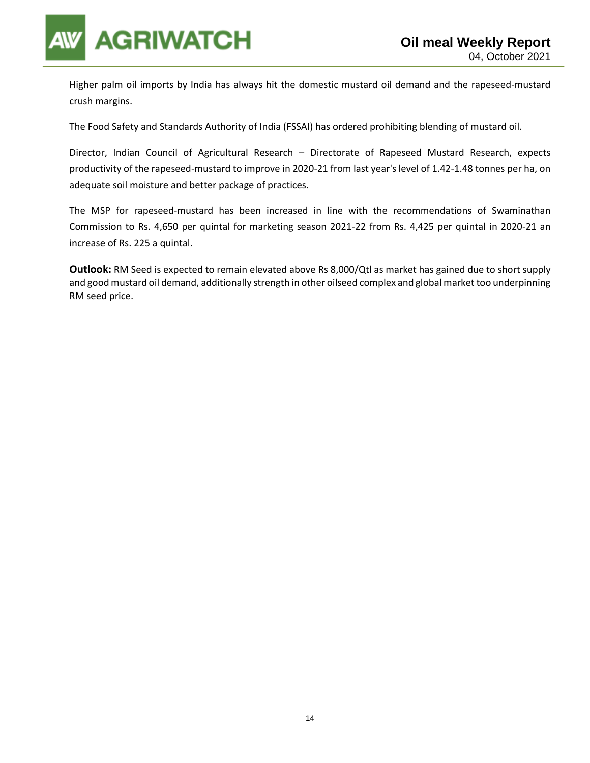Higher palm oil imports by India has always hit the domestic mustard oil demand and the rapeseed-mustard crush margins.

The Food Safety and Standards Authority of India (FSSAI) has ordered prohibiting blending of mustard oil.

Director, Indian Council of Agricultural Research – Directorate of Rapeseed Mustard Research, expects productivity of the rapeseed-mustard to improve in 2020-21 from last year's level of 1.42-1.48 tonnes per ha, on adequate soil moisture and better package of practices.

The MSP for rapeseed-mustard has been increased in line with the recommendations of Swaminathan Commission to Rs. 4,650 per quintal for marketing season 2021-22 from Rs. 4,425 per quintal in 2020-21 an increase of Rs. 225 a quintal.

**Outlook:** RM Seed is expected to remain elevated above Rs 8,000/Qtl as market has gained due to short supply and good mustard oil demand, additionally strength in other oilseed complex and global market too underpinning RM seed price.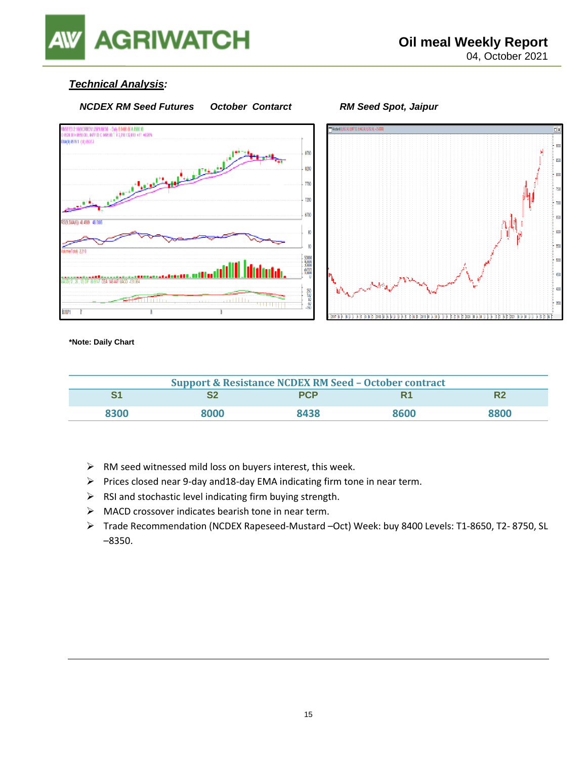## *Technical Analysis:*

***NCDEX RM Seed Futures October Contarct***

***RM Seed Spot, Jaipur***

**\*Note: Daily Chart**

| Support & Resistance NCDEX RM Seed – October contract | | | | |
|---|---|---|---|---|
| S1 | S2 | PCP | R1 | R2 |
| 8300 | 8000 | 8438 | 8600 | 8800 |

- RM seed witnessed mild loss on buyers interest, this week.
- Prices closed near 9-day and18-day EMA indicating firm tone in near term.
- RSI and stochastic level indicating firm buying strength.
- MACD crossover indicates bearish tone in near term.
- Trade Recommendation (NCDEX Rapeseed-Mustard –Oct) Week: buy 8400 Levels: T1-8650, T2- 8750, SL –8350.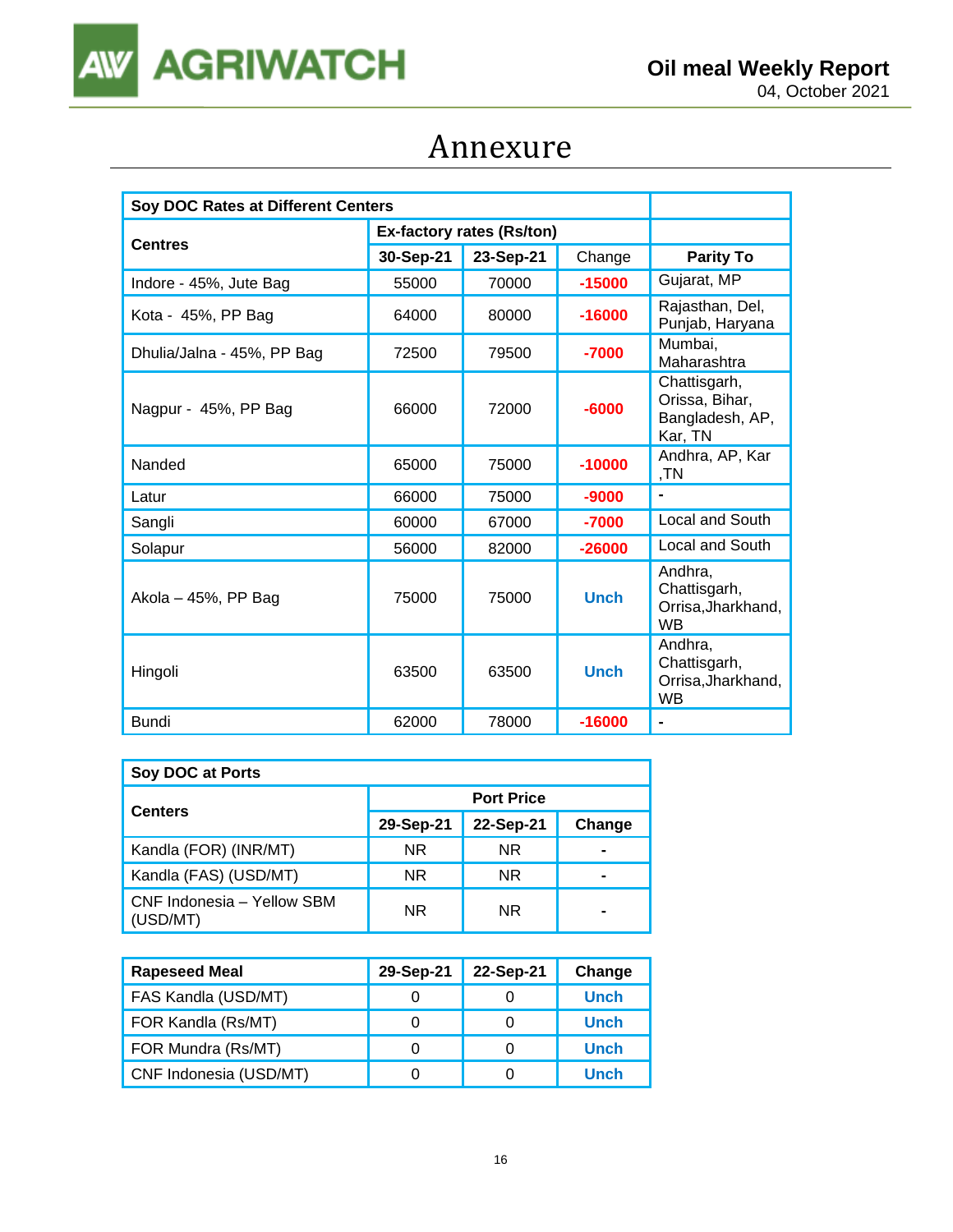# Annexure

| Soy DOC Rates at Different Centers | | | | |
|---|---|---|---|---|
| Centres | Ex-factory rates (Rs/ton) | | | |
| | 30-Sep-21 | 23-Sep-21 | Change | Parity To |
| Indore - 45%, Jute Bag | 55000 | 70000 | -15000 | Gujarat, MP |
| Kota - 45%, PP Bag | 64000 | 80000 | -16000 | Rajasthan, Del, Punjab, Haryana |
| Dhulia/Jalna - 45%, PP Bag | 72500 | 79500 | -7000 | Mumbai, Maharashtra |
| Nagpur - 45%, PP Bag | 66000 | 72000 | -6000 | Chattisgarh, Orissa, Bihar, Bangladesh, AP, Kar, TN |
| Nanded | 65000 | 75000 | -10000 | Andhra, AP, Kar ,TN |
| Latur | 66000 | 75000 | -9000 | - |
| Sangli | 60000 | 67000 | -7000 | Local and South |
| Solapur | 56000 | 82000 | -26000 | Local and South |
| Akola – 45%, PP Bag | 75000 | 75000 | Unch | Andhra, Chattisgarh, Orrisa,Jharkhand, WB |
| Hingoli | 63500 | 63500 | Unch | Andhra, Chattisgarh, Orrisa,Jharkhand, WB |
| Bundi | 62000 | 78000 | -16000 | - |

| Soy DOC at Ports | | | |
|---|---|---|---|
| Centers | Port Price | | |
| | 29-Sep-21 | 22-Sep-21 | Change |
| Kandla (FOR) (INR/MT) | NR | NR | - |
| Kandla (FAS) (USD/MT) | NR | NR | - |
| CNF Indonesia – Yellow SBM (USD/MT) | NR | NR | - |

| Rapeseed Meal | 29-Sep-21 | 22-Sep-21 | Change |
|---|---|---|---|
| FAS Kandla (USD/MT) | 0 | 0 | Unch |
| FOR Kandla (Rs/MT) | 0 | 0 | Unch |
| FOR Mundra (Rs/MT) | 0 | 0 | Unch |
| CNF Indonesia (USD/MT) | 0 | 0 | Unch |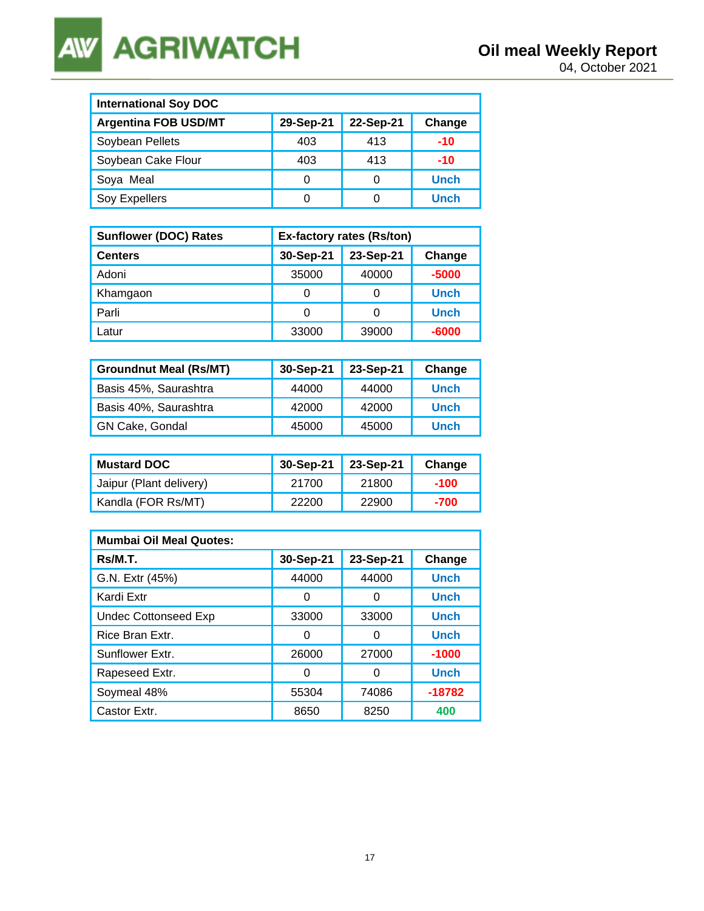| International Soy DOC | | | |
|---|---|---|---|
| **Argentina FOB USD/MT** | **29-Sep-21** | **22-Sep-21** | **Change** |
| Soybean Pellets | 403 | 413 | -10 |
| Soybean Cake Flour | 403 | 413 | -10 |
| Soya Meal | 0 | 0 | Unch |
| Soy Expellers | 0 | 0 | Unch |

| Sunflower (DOC) Rates | Ex-factory rates (Rs/ton) | | |
|---|---|---|---|
| **Centers** | **30-Sep-21** | **23-Sep-21** | **Change** |
| Adoni | 35000 | 40000 | -5000 |
| Khamgaon | 0 | 0 | Unch |
| Parli | 0 | 0 | Unch |
| Latur | 33000 | 39000 | -6000 |

| Groundnut Meal (Rs/MT) | 30-Sep-21 | 23-Sep-21 | Change |
|---|---|---|---|
| Basis 45%, Saurashtra | 44000 | 44000 | Unch |
| Basis 40%, Saurashtra | 42000 | 42000 | Unch |
| GN Cake, Gondal | 45000 | 45000 | Unch |

| Mustard DOC | 30-Sep-21 | 23-Sep-21 | Change |
|---|---|---|---|
| Jaipur (Plant delivery) | 21700 | 21800 | -100 |
| Kandla (FOR Rs/MT) | 22200 | 22900 | -700 |

| Mumbai Oil Meal Quotes: | | | |
|---|---|---|---|
| **Rs/M.T.** | **30-Sep-21** | **23-Sep-21** | **Change** |
| G.N. Extr (45%) | 44000 | 44000 | Unch |
| Kardi Extr | 0 | 0 | Unch |
| Undec Cottonseed Exp | 33000 | 33000 | Unch |
| Rice Bran Extr. | 0 | 0 | Unch |
| Sunflower Extr. | 26000 | 27000 | -1000 |
| Rapeseed Extr. | 0 | 0 | Unch |
| Soymeal 48% | 55304 | 74086 | -18782 |
| Castor Extr. | 8650 | 8250 | 400 |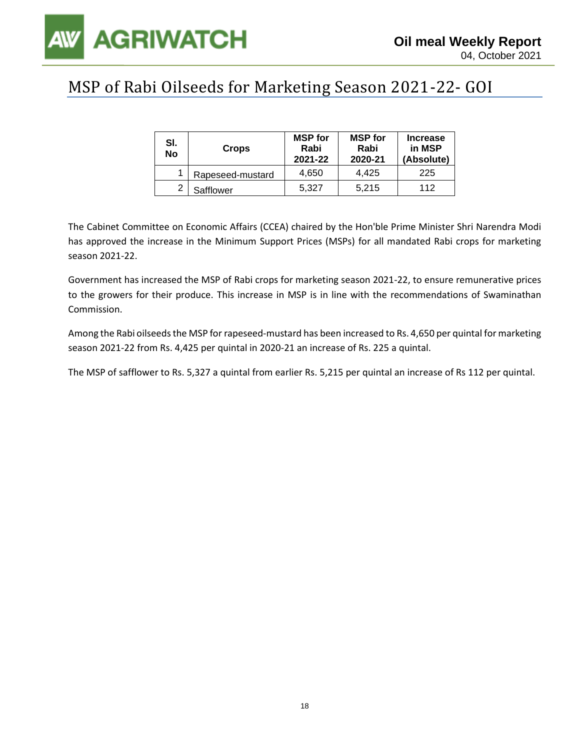## MSP of Rabi Oilseeds for Marketing Season 2021-22- GOI

| Sl. No | Crops | MSP for Rabi 2021-22 | MSP for Rabi 2020-21 | Increase in MSP (Absolute) |
|---|---|---|---|---|
| 1 | Rapeseed-mustard | 4,650 | 4,425 | 225 |
| 2 | Safflower | 5,327 | 5,215 | 112 |

The Cabinet Committee on Economic Affairs (CCEA) chaired by the Hon'ble Prime Minister Shri Narendra Modi has approved the increase in the Minimum Support Prices (MSPs) for all mandated Rabi crops for marketing season 2021-22.

Government has increased the MSP of Rabi crops for marketing season 2021-22, to ensure remunerative prices to the growers for their produce. This increase in MSP is in line with the recommendations of Swaminathan Commission.

Among the Rabi oilseeds the MSP for rapeseed-mustard has been increased to Rs. 4,650 per quintal for marketing season 2021-22 from Rs. 4,425 per quintal in 2020-21 an increase of Rs. 225 a quintal.

The MSP of safflower to Rs. 5,327 a quintal from earlier Rs. 5,215 per quintal an increase of Rs 112 per quintal.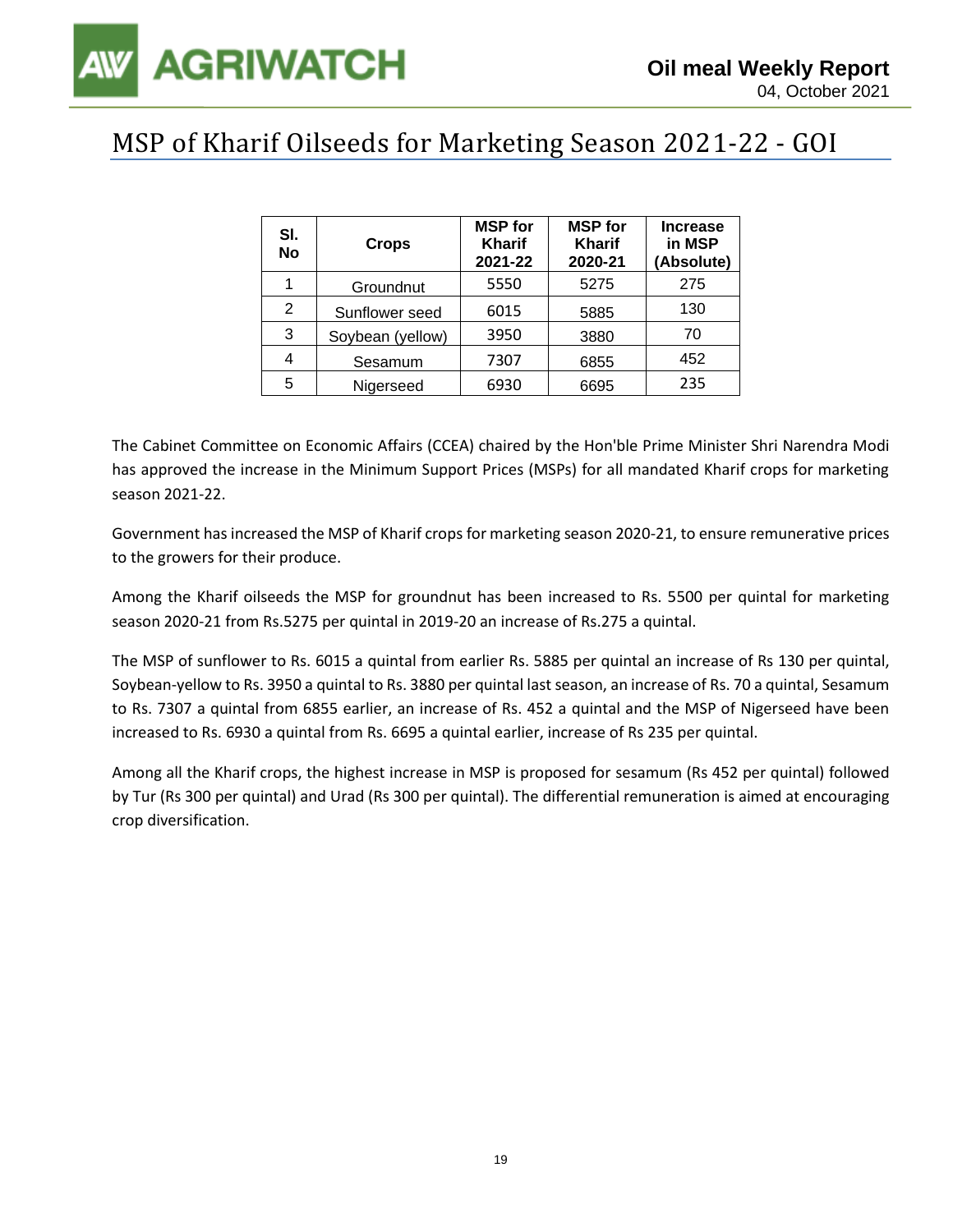# MSP of Kharif Oilseeds for Marketing Season 2021-22 - GOI

| Sl. No | Crops | MSP for Kharif 2021-22 | MSP for Kharif 2020-21 | Increase in MSP (Absolute) |
|---|---|---|---|---|
| 1 | Groundnut | 5550 | 5275 | 275 |
| 2 | Sunflower seed | 6015 | 5885 | 130 |
| 3 | Soybean (yellow) | 3950 | 3880 | 70 |
| 4 | Sesamum | 7307 | 6855 | 452 |
| 5 | Nigerseed | 6930 | 6695 | 235 |

The Cabinet Committee on Economic Affairs (CCEA) chaired by the Hon'ble Prime Minister Shri Narendra Modi has approved the increase in the Minimum Support Prices (MSPs) for all mandated Kharif crops for marketing season 2021-22.

Government has increased the MSP of Kharif crops for marketing season 2020-21, to ensure remunerative prices to the growers for their produce.

Among the Kharif oilseeds the MSP for groundnut has been increased to Rs. 5500 per quintal for marketing season 2020-21 from Rs.5275 per quintal in 2019-20 an increase of Rs.275 a quintal.

The MSP of sunflower to Rs. 6015 a quintal from earlier Rs. 5885 per quintal an increase of Rs 130 per quintal, Soybean-yellow to Rs. 3950 a quintal to Rs. 3880 per quintal last season, an increase of Rs. 70 a quintal, Sesamum to Rs. 7307 a quintal from 6855 earlier, an increase of Rs. 452 a quintal and the MSP of Nigerseed have been increased to Rs. 6930 a quintal from Rs. 6695 a quintal earlier, increase of Rs 235 per quintal.

Among all the Kharif crops, the highest increase in MSP is proposed for sesamum (Rs 452 per quintal) followed by Tur (Rs 300 per quintal) and Urad (Rs 300 per quintal). The differential remuneration is aimed at encouraging crop diversification.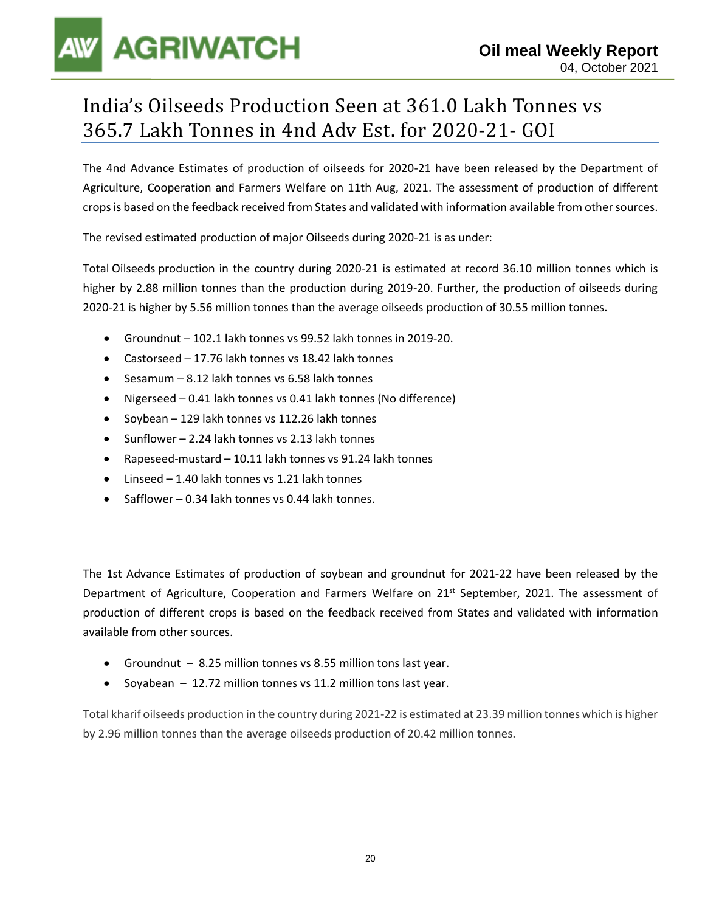# India's Oilseeds Production Seen at 361.0 Lakh Tonnes vs 365.7 Lakh Tonnes in 4nd Adv Est. for 2020-21- GOI

The 4nd Advance Estimates of production of oilseeds for 2020-21 have been released by the Department of Agriculture, Cooperation and Farmers Welfare on 11th Aug, 2021. The assessment of production of different crops is based on the feedback received from States and validated with information available from other sources.

The revised estimated production of major Oilseeds during 2020-21 is as under:

Total Oilseeds production in the country during 2020-21 is estimated at record 36.10 million tonnes which is higher by 2.88 million tonnes than the production during 2019-20. Further, the production of oilseeds during 2020-21 is higher by 5.56 million tonnes than the average oilseeds production of 30.55 million tonnes.

- Groundnut – 102.1 lakh tonnes vs 99.52 lakh tonnes in 2019-20.
- Castorseed – 17.76 lakh tonnes vs 18.42 lakh tonnes
- Sesamum – 8.12 lakh tonnes vs 6.58 lakh tonnes
- Nigerseed – 0.41 lakh tonnes vs 0.41 lakh tonnes (No difference)
- Soybean – 129 lakh tonnes vs 112.26 lakh tonnes
- Sunflower – 2.24 lakh tonnes vs 2.13 lakh tonnes
- Rapeseed-mustard – 10.11 lakh tonnes vs 91.24 lakh tonnes
- Linseed – 1.40 lakh tonnes vs 1.21 lakh tonnes
- Safflower – 0.34 lakh tonnes vs 0.44 lakh tonnes.

The 1st Advance Estimates of production of soybean and groundnut for 2021-22 have been released by the Department of Agriculture, Cooperation and Farmers Welfare on 21st September, 2021. The assessment of production of different crops is based on the feedback received from States and validated with information available from other sources.

- Groundnut – 8.25 million tonnes vs 8.55 million tons last year.
- Soyabean – 12.72 million tonnes vs 11.2 million tons last year.

Total kharif oilseeds production in the country during 2021-22 is estimated at 23.39 million tonnes which is higher by 2.96 million tonnes than the average oilseeds production of 20.42 million tonnes.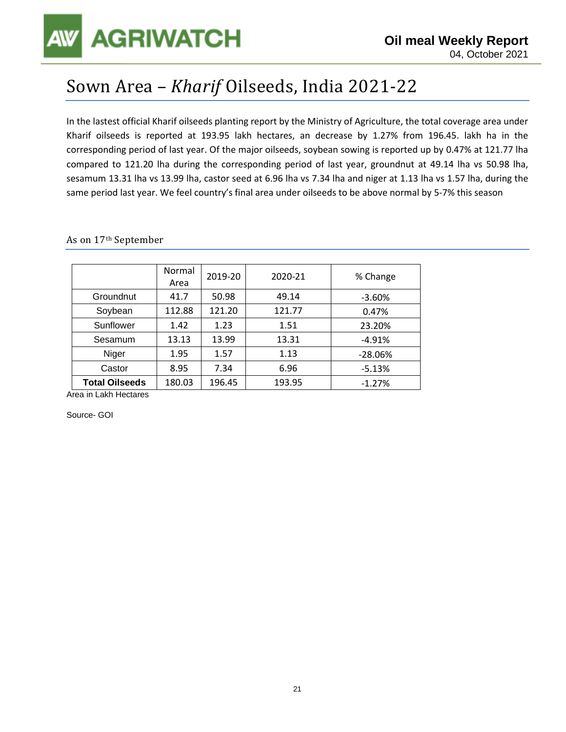# Sown Area – *Kharif* Oilseeds, India 2021-22

In the lastest official Kharif oilseeds planting report by the Ministry of Agriculture, the total coverage area under Kharif oilseeds is reported at 193.95 lakh hectares, an decrease by 1.27% from 196.45. lakh ha in the corresponding period of last year. Of the major oilseeds, soybean sowing is reported up by 0.47% at 121.77 lha compared to 121.20 lha during the corresponding period of last year, groundnut at 49.14 lha vs 50.98 lha, sesamum 13.31 lha vs 13.99 lha, castor seed at 6.96 lha vs 7.34 lha and niger at 1.13 lha vs 1.57 lha, during the same period last year. We feel country's final area under oilseeds to be above normal by 5-7% this season

As on 17th September

| | Normal Area | 2019-20 | 2020-21 | % Change |
|---|---|---|---|---|
| Groundnut | 41.7 | 50.98 | 49.14 | -3.60% |
| Soybean | 112.88 | 121.20 | 121.77 | 0.47% |
| Sunflower | 1.42 | 1.23 | 1.51 | 23.20% |
| Sesamum | 13.13 | 13.99 | 13.31 | -4.91% |
| Niger | 1.95 | 1.57 | 1.13 | -28.06% |
| Castor | 8.95 | 7.34 | 6.96 | -5.13% |
| **Total Oilseeds** | 180.03 | 196.45 | 193.95 | -1.27% |

Area in Lakh Hectares

Source- GOI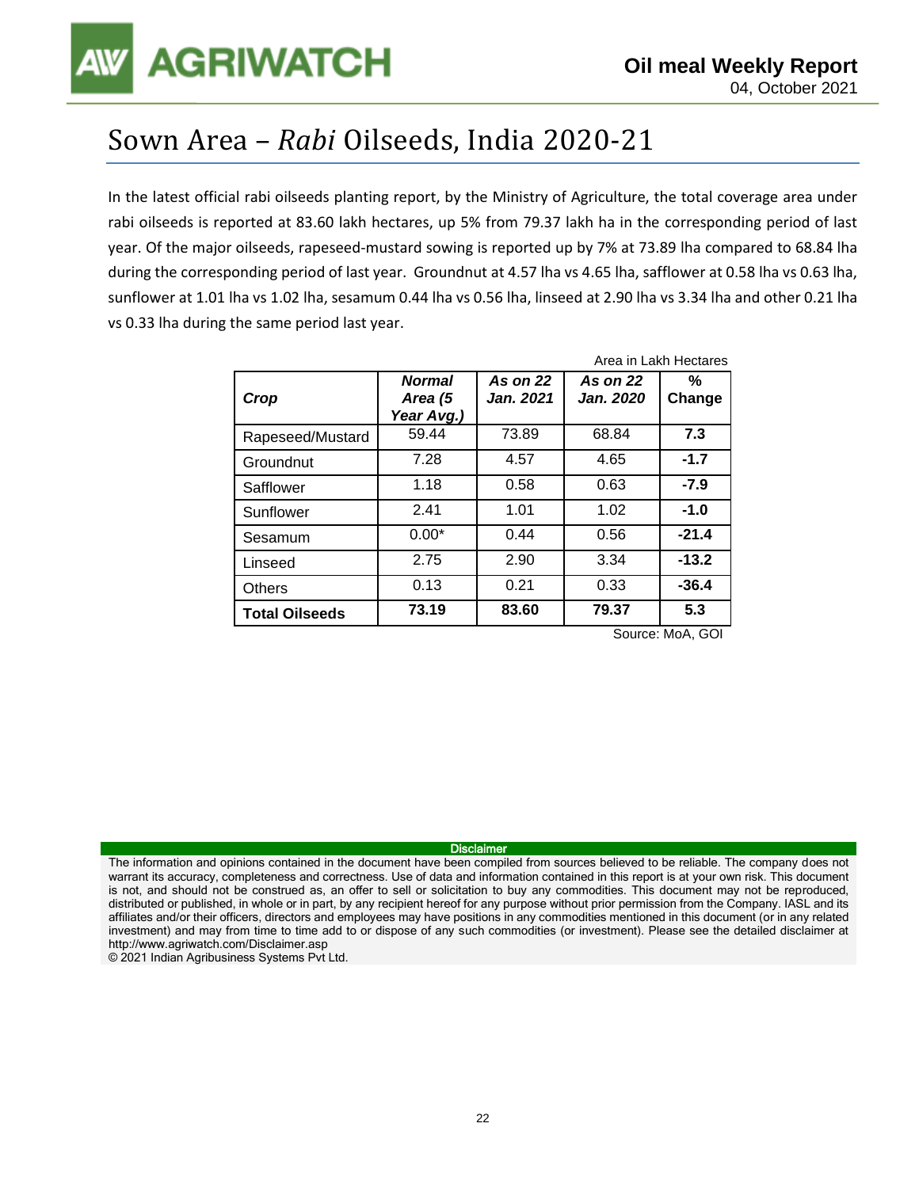# Sown Area – *Rabi* Oilseeds, India 2020-21

In the latest official rabi oilseeds planting report, by the Ministry of Agriculture, the total coverage area under rabi oilseeds is reported at 83.60 lakh hectares, up 5% from 79.37 lakh ha in the corresponding period of last year. Of the major oilseeds, rapeseed-mustard sowing is reported up by 7% at 73.89 lha compared to 68.84 lha during the corresponding period of last year. Groundnut at 4.57 lha vs 4.65 lha, safflower at 0.58 lha vs 0.63 lha, sunflower at 1.01 lha vs 1.02 lha, sesamum 0.44 lha vs 0.56 lha, linseed at 2.90 lha vs 3.34 lha and other 0.21 lha vs 0.33 lha during the same period last year.

Area in Lakh Hectares

| *Crop* | *Normal Area (5 Year Avg.)* | *As on 22 Jan. 2021* | *As on 22 Jan. 2020* | **% Change** |
|---|---|---|---|---|
| Rapeseed/Mustard | 59.44 | 73.89 | 68.84 | **7.3** |
| Groundnut | 7.28 | 4.57 | 4.65 | **-1.7** |
| Safflower | 1.18 | 0.58 | 0.63 | **-7.9** |
| Sunflower | 2.41 | 1.01 | 1.02 | **-1.0** |
| Sesamum | 0.00* | 0.44 | 0.56 | **-21.4** |
| Linseed | 2.75 | 2.90 | 3.34 | **-13.2** |
| Others | 0.13 | 0.21 | 0.33 | **-36.4** |
| **Total Oilseeds** | **73.19** | **83.60** | **79.37** | **5.3** |

Source: MoA, GOI

**Disclaimer**

The information and opinions contained in the document have been compiled from sources believed to be reliable. The company does not warrant its accuracy, completeness and correctness. Use of data and information contained in this report is at your own risk. This document is not, and should not be construed as, an offer to sell or solicitation to buy any commodities. This document may not be reproduced, distributed or published, in whole or in part, by any recipient hereof for any purpose without prior permission from the Company. IASL and its affiliates and/or their officers, directors and employees may have positions in any commodities mentioned in this document (or in any related investment) and may from time to time add to or dispose of any such commodities (or investment). Please see the detailed disclaimer at http://www.agriwatch.com/Disclaimer.asp

© 2021 Indian Agribusiness Systems Pvt Ltd.